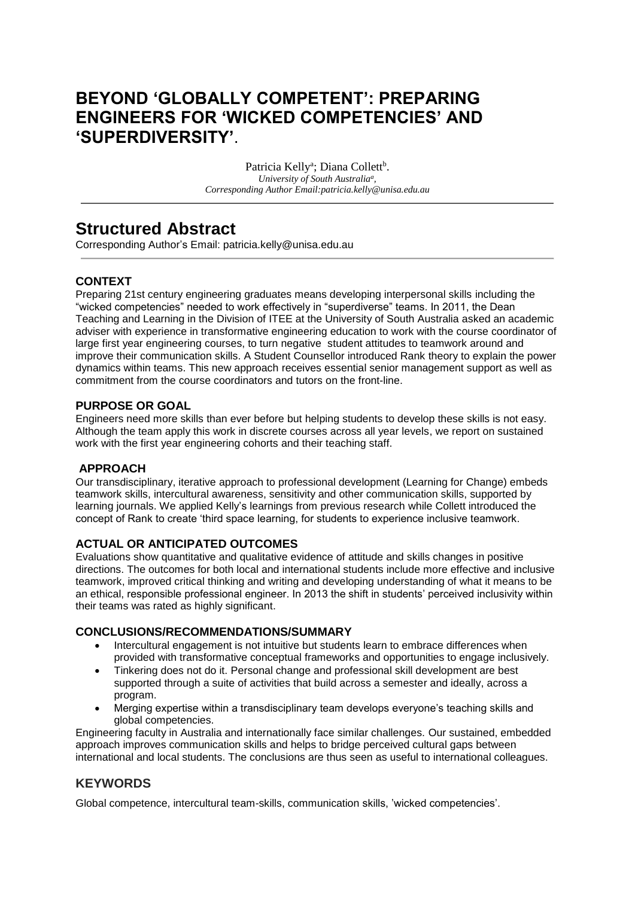# BEYOND 'GLOBALLY COMPETENT': PREPARING ENGINEERS FOR 'WICKED COMPETENCIES' AND 'SUPERDIVERSITY'.

Patricia Kelly[a]; Diana Collett[b].
*University of South Australia[a],*
*Corresponding Author Email:patricia.kelly@unisa.edu.au*

# Structured Abstract

Corresponding Author's Email: patricia.kelly@unisa.edu.au

### CONTEXT

Preparing 21st century engineering graduates means developing interpersonal skills including the "wicked competencies" needed to work effectively in "superdiverse" teams. In 2011, the Dean Teaching and Learning in the Division of ITEE at the University of South Australia asked an academic adviser with experience in transformative engineering education to work with the course coordinator of large first year engineering courses, to turn negative student attitudes to teamwork around and improve their communication skills. A Student Counsellor introduced Rank theory to explain the power dynamics within teams. This new approach receives essential senior management support as well as commitment from the course coordinators and tutors on the front-line.

### PURPOSE OR GOAL

Engineers need more skills than ever before but helping students to develop these skills is not easy. Although the team apply this work in discrete courses across all year levels, we report on sustained work with the first year engineering cohorts and their teaching staff.

### APPROACH

Our transdisciplinary, iterative approach to professional development (Learning for Change) embeds teamwork skills, intercultural awareness, sensitivity and other communication skills, supported by learning journals. We applied Kelly's learnings from previous research while Collett introduced the concept of Rank to create 'third space learning, for students to experience inclusive teamwork.

### ACTUAL OR ANTICIPATED OUTCOMES

Evaluations show quantitative and qualitative evidence of attitude and skills changes in positive directions. The outcomes for both local and international students include more effective and inclusive teamwork, improved critical thinking and writing and developing understanding of what it means to be an ethical, responsible professional engineer. In 2013 the shift in students' perceived inclusivity within their teams was rated as highly significant.

### CONCLUSIONS/RECOMMENDATIONS/SUMMARY

- Intercultural engagement is not intuitive but students learn to embrace differences when provided with transformative conceptual frameworks and opportunities to engage inclusively.
- Tinkering does not do it. Personal change and professional skill development are best supported through a suite of activities that build across a semester and ideally, across a program.
- Merging expertise within a transdisciplinary team develops everyone's teaching skills and global competencies.

Engineering faculty in Australia and internationally face similar challenges. Our sustained, embedded approach improves communication skills and helps to bridge perceived cultural gaps between international and local students. The conclusions are thus seen as useful to international colleagues.

## KEYWORDS

Global competence, intercultural team-skills, communication skills, 'wicked competencies'.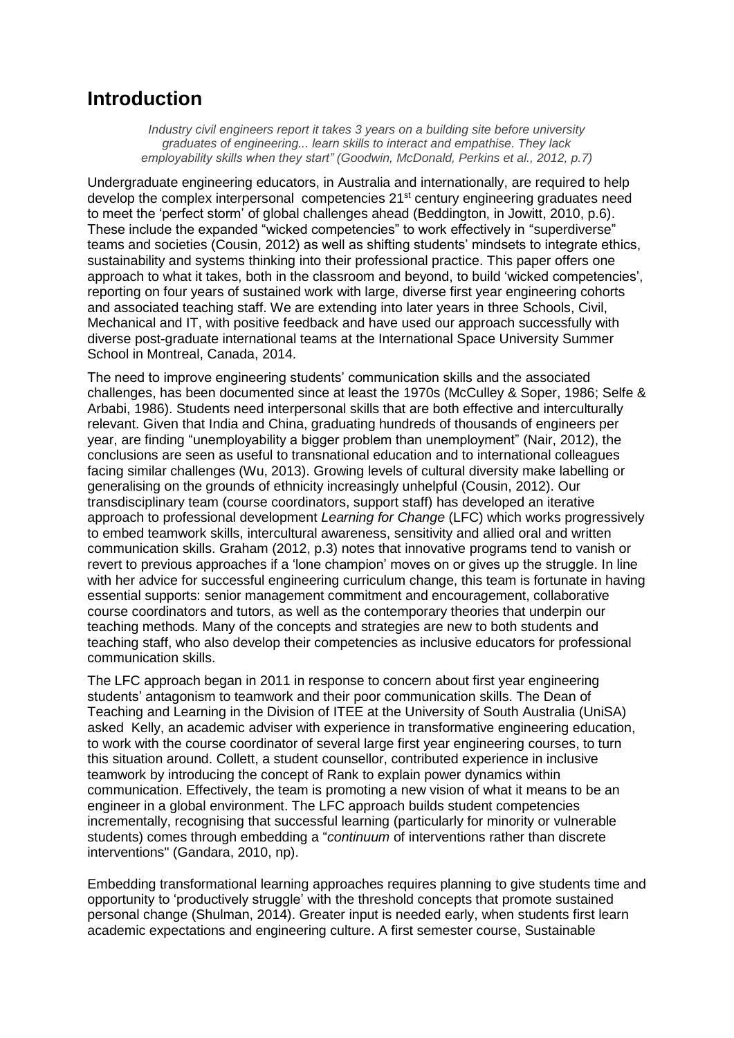# Introduction

*Industry civil engineers report it takes 3 years on a building site before university graduates of engineering... learn skills to interact and empathise. They lack employability skills when they start" (Goodwin, McDonald, Perkins et al., 2012, p.7)*

Undergraduate engineering educators, in Australia and internationally, are required to help develop the complex interpersonal competencies 21st century engineering graduates need to meet the 'perfect storm' of global challenges ahead (Beddington, in Jowitt, 2010, p.6). These include the expanded "wicked competencies" to work effectively in "superdiverse" teams and societies (Cousin, 2012) as well as shifting students' mindsets to integrate ethics, sustainability and systems thinking into their professional practice. This paper offers one approach to what it takes, both in the classroom and beyond, to build 'wicked competencies', reporting on four years of sustained work with large, diverse first year engineering cohorts and associated teaching staff. We are extending into later years in three Schools, Civil, Mechanical and IT, with positive feedback and have used our approach successfully with diverse post-graduate international teams at the International Space University Summer School in Montreal, Canada, 2014.

The need to improve engineering students' communication skills and the associated challenges, has been documented since at least the 1970s (McCulley & Soper, 1986; Selfe & Arbabi, 1986). Students need interpersonal skills that are both effective and interculturally relevant. Given that India and China, graduating hundreds of thousands of engineers per year, are finding "unemployability a bigger problem than unemployment" (Nair, 2012), the conclusions are seen as useful to transnational education and to international colleagues facing similar challenges (Wu, 2013). Growing levels of cultural diversity make labelling or generalising on the grounds of ethnicity increasingly unhelpful (Cousin, 2012). Our transdisciplinary team (course coordinators, support staff) has developed an iterative approach to professional development *Learning for Change* (LFC) which works progressively to embed teamwork skills, intercultural awareness, sensitivity and allied oral and written communication skills. Graham (2012, p.3) notes that innovative programs tend to vanish or revert to previous approaches if a 'lone champion' moves on or gives up the struggle. In line with her advice for successful engineering curriculum change, this team is fortunate in having essential supports: senior management commitment and encouragement, collaborative course coordinators and tutors, as well as the contemporary theories that underpin our teaching methods. Many of the concepts and strategies are new to both students and teaching staff, who also develop their competencies as inclusive educators for professional communication skills.

The LFC approach began in 2011 in response to concern about first year engineering students' antagonism to teamwork and their poor communication skills. The Dean of Teaching and Learning in the Division of ITEE at the University of South Australia (UniSA) asked Kelly, an academic adviser with experience in transformative engineering education, to work with the course coordinator of several large first year engineering courses, to turn this situation around. Collett, a student counsellor, contributed experience in inclusive teamwork by introducing the concept of Rank to explain power dynamics within communication. Effectively, the team is promoting a new vision of what it means to be an engineer in a global environment. The LFC approach builds student competencies incrementally, recognising that successful learning (particularly for minority or vulnerable students) comes through embedding a "*continuum* of interventions rather than discrete interventions" (Gandara, 2010, np).

Embedding transformational learning approaches requires planning to give students time and opportunity to 'productively struggle' with the threshold concepts that promote sustained personal change (Shulman, 2014). Greater input is needed early, when students first learn academic expectations and engineering culture. A first semester course, Sustainable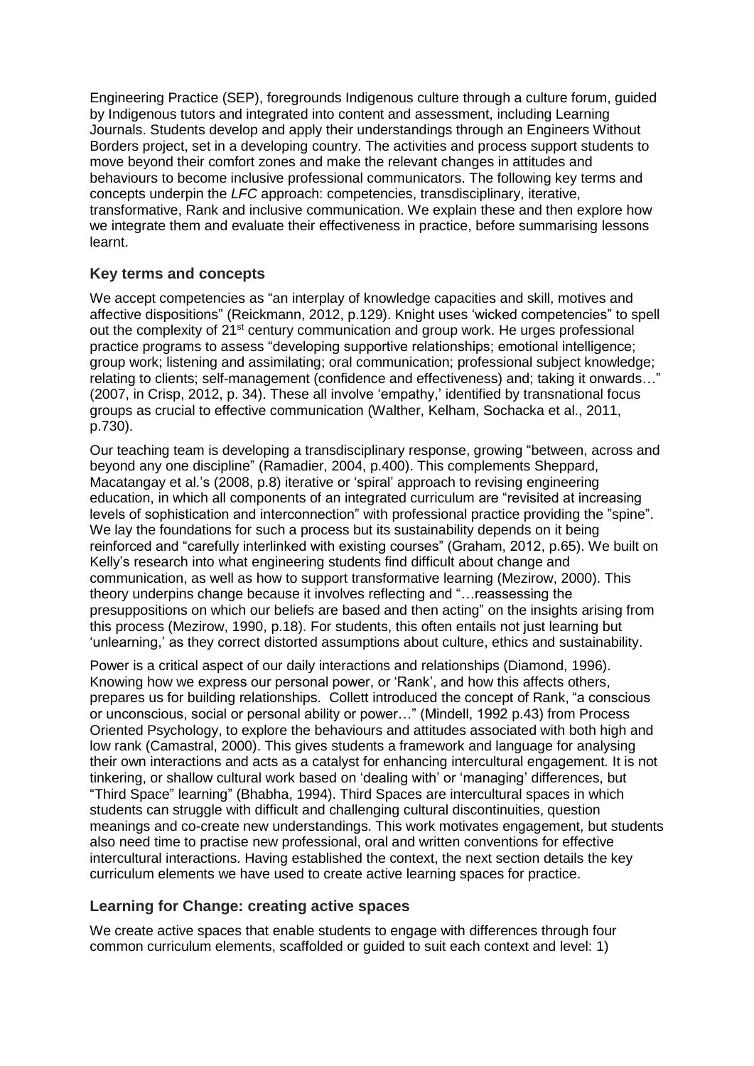Engineering Practice (SEP), foregrounds Indigenous culture through a culture forum, guided by Indigenous tutors and integrated into content and assessment, including Learning Journals. Students develop and apply their understandings through an Engineers Without Borders project, set in a developing country. The activities and process support students to move beyond their comfort zones and make the relevant changes in attitudes and behaviours to become inclusive professional communicators. The following key terms and concepts underpin the *LFC* approach: competencies, transdisciplinary, iterative, transformative, Rank and inclusive communication. We explain these and then explore how we integrate them and evaluate their effectiveness in practice, before summarising lessons learnt.

## Key terms and concepts

We accept competencies as "an interplay of knowledge capacities and skill, motives and affective dispositions" (Reickmann, 2012, p.129). Knight uses 'wicked competencies" to spell out the complexity of 21st century communication and group work. He urges professional practice programs to assess "developing supportive relationships; emotional intelligence; group work; listening and assimilating; oral communication; professional subject knowledge; relating to clients; self-management (confidence and effectiveness) and; taking it onwards…" (2007, in Crisp, 2012, p. 34). These all involve 'empathy,' identified by transnational focus groups as crucial to effective communication (Walther, Kelham, Sochacka et al., 2011, p.730).

Our teaching team is developing a transdisciplinary response, growing "between, across and beyond any one discipline" (Ramadier, 2004, p.400). This complements Sheppard, Macatangay et al.'s (2008, p.8) iterative or 'spiral' approach to revising engineering education, in which all components of an integrated curriculum are "revisited at increasing levels of sophistication and interconnection" with professional practice providing the "spine". We lay the foundations for such a process but its sustainability depends on it being reinforced and "carefully interlinked with existing courses" (Graham, 2012, p.65). We built on Kelly's research into what engineering students find difficult about change and communication, as well as how to support transformative learning (Mezirow, 2000). This theory underpins change because it involves reflecting and "…reassessing the presuppositions on which our beliefs are based and then acting" on the insights arising from this process (Mezirow, 1990, p.18). For students, this often entails not just learning but 'unlearning,' as they correct distorted assumptions about culture, ethics and sustainability.

Power is a critical aspect of our daily interactions and relationships (Diamond, 1996). Knowing how we express our personal power, or 'Rank', and how this affects others, prepares us for building relationships. Collett introduced the concept of Rank, "a conscious or unconscious, social or personal ability or power…" (Mindell, 1992 p.43) from Process Oriented Psychology, to explore the behaviours and attitudes associated with both high and low rank (Camastral, 2000). This gives students a framework and language for analysing their own interactions and acts as a catalyst for enhancing intercultural engagement. It is not tinkering, or shallow cultural work based on 'dealing with' or 'managing' differences, but "Third Space" learning" (Bhabha, 1994). Third Spaces are intercultural spaces in which students can struggle with difficult and challenging cultural discontinuities, question meanings and co-create new understandings. This work motivates engagement, but students also need time to practise new professional, oral and written conventions for effective intercultural interactions. Having established the context, the next section details the key curriculum elements we have used to create active learning spaces for practice.

## Learning for Change: creating active spaces

We create active spaces that enable students to engage with differences through four common curriculum elements, scaffolded or guided to suit each context and level: 1)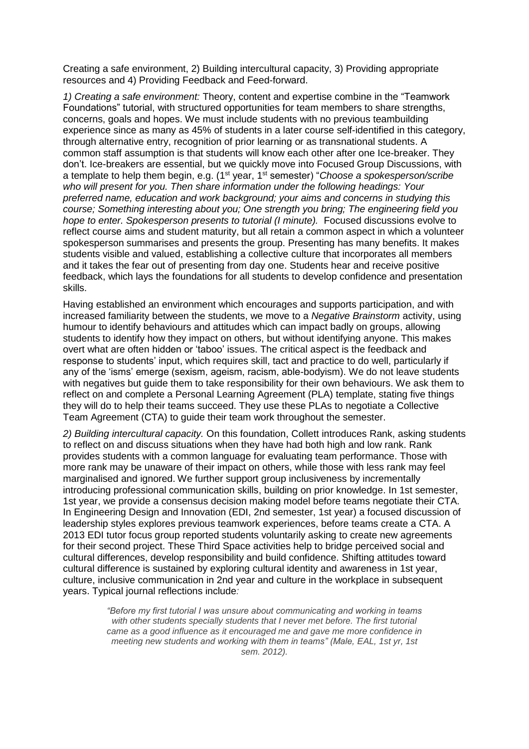Creating a safe environment, 2) Building intercultural capacity, 3) Providing appropriate resources and 4) Providing Feedback and Feed-forward.

*1) Creating a safe environment:* Theory, content and expertise combine in the "Teamwork Foundations" tutorial, with structured opportunities for team members to share strengths, concerns, goals and hopes. We must include students with no previous teambuilding experience since as many as 45% of students in a later course self-identified in this category, through alternative entry, recognition of prior learning or as transnational students. A common staff assumption is that students will know each other after one Ice-breaker. They don't. Ice-breakers are essential, but we quickly move into Focused Group Discussions, with a template to help them begin, e.g. (1st year, 1st semester) "*Choose a spokesperson/scribe who will present for you. Then share information under the following headings: Your preferred name, education and work background; your aims and concerns in studying this course; Something interesting about you; One strength you bring; The engineering field you hope to enter. Spokesperson presents to tutorial (I minute).* Focused discussions evolve to reflect course aims and student maturity, but all retain a common aspect in which a volunteer spokesperson summarises and presents the group. Presenting has many benefits. It makes students visible and valued, establishing a collective culture that incorporates all members and it takes the fear out of presenting from day one. Students hear and receive positive feedback, which lays the foundations for all students to develop confidence and presentation skills.

Having established an environment which encourages and supports participation, and with increased familiarity between the students, we move to a *Negative Brainstorm* activity, using humour to identify behaviours and attitudes which can impact badly on groups, allowing students to identify how they impact on others, but without identifying anyone. This makes overt what are often hidden or 'taboo' issues. The critical aspect is the feedback and response to students' input, which requires skill, tact and practice to do well, particularly if any of the 'isms' emerge (sexism, ageism, racism, able-bodyism). We do not leave students with negatives but guide them to take responsibility for their own behaviours. We ask them to reflect on and complete a Personal Learning Agreement (PLA) template, stating five things they will do to help their teams succeed. They use these PLAs to negotiate a Collective Team Agreement (CTA) to guide their team work throughout the semester.

*2) Building intercultural capacity.* On this foundation, Collett introduces Rank, asking students to reflect on and discuss situations when they have had both high and low rank. Rank provides students with a common language for evaluating team performance. Those with more rank may be unaware of their impact on others, while those with less rank may feel marginalised and ignored. We further support group inclusiveness by incrementally introducing professional communication skills, building on prior knowledge. In 1st semester, 1st year, we provide a consensus decision making model before teams negotiate their CTA. In Engineering Design and Innovation (EDI, 2nd semester, 1st year) a focused discussion of leadership styles explores previous teamwork experiences, before teams create a CTA. A 2013 EDI tutor focus group reported students voluntarily asking to create new agreements for their second project. These Third Space activities help to bridge perceived social and cultural differences, develop responsibility and build confidence. Shifting attitudes toward cultural difference is sustained by exploring cultural identity and awareness in 1st year, culture, inclusive communication in 2nd year and culture in the workplace in subsequent years. Typical journal reflections include:

> *"Before my first tutorial I was unsure about communicating and working in teams with other students specially students that I never met before. The first tutorial came as a good influence as it encouraged me and gave me more confidence in meeting new students and working with them in teams" (Male, EAL, 1st yr, 1st sem. 2012).*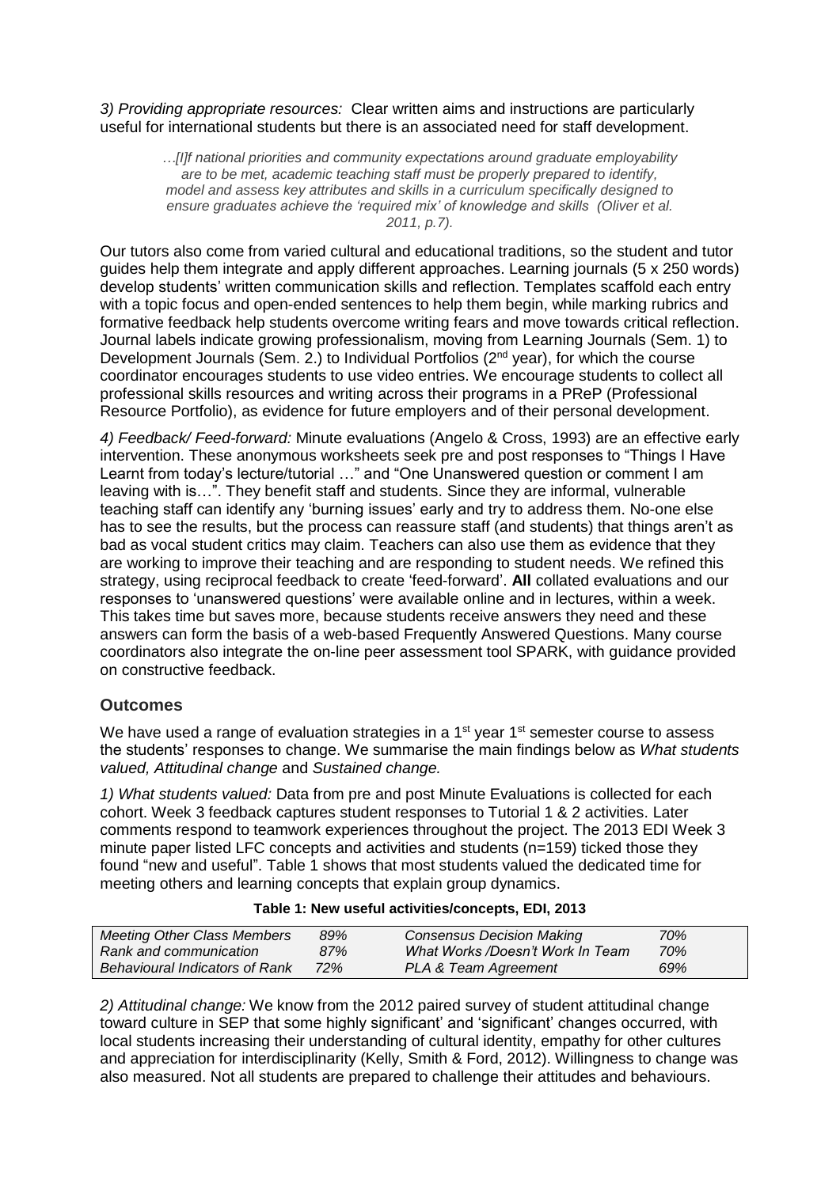*3) Providing appropriate resources:* Clear written aims and instructions are particularly useful for international students but there is an associated need for staff development.

> *…[I]f national priorities and community expectations around graduate employability are to be met, academic teaching staff must be properly prepared to identify, model and assess key attributes and skills in a curriculum specifically designed to ensure graduates achieve the 'required mix' of knowledge and skills (Oliver et al. 2011, p.7).*

Our tutors also come from varied cultural and educational traditions, so the student and tutor guides help them integrate and apply different approaches. Learning journals (5 x 250 words) develop students' written communication skills and reflection. Templates scaffold each entry with a topic focus and open-ended sentences to help them begin, while marking rubrics and formative feedback help students overcome writing fears and move towards critical reflection. Journal labels indicate growing professionalism, moving from Learning Journals (Sem. 1) to Development Journals (Sem. 2.) to Individual Portfolios (2nd year), for which the course coordinator encourages students to use video entries. We encourage students to collect all professional skills resources and writing across their programs in a PReP (Professional Resource Portfolio), as evidence for future employers and of their personal development.

*4) Feedback/ Feed-forward:* Minute evaluations (Angelo & Cross, 1993) are an effective early intervention. These anonymous worksheets seek pre and post responses to "Things I Have Learnt from today's lecture/tutorial …" and "One Unanswered question or comment I am leaving with is…". They benefit staff and students. Since they are informal, vulnerable teaching staff can identify any 'burning issues' early and try to address them. No-one else has to see the results, but the process can reassure staff (and students) that things aren't as bad as vocal student critics may claim. Teachers can also use them as evidence that they are working to improve their teaching and are responding to student needs. We refined this strategy, using reciprocal feedback to create 'feed-forward'. **All** collated evaluations and our responses to 'unanswered questions' were available online and in lectures, within a week. This takes time but saves more, because students receive answers they need and these answers can form the basis of a web-based Frequently Answered Questions. Many course coordinators also integrate the on-line peer assessment tool SPARK, with guidance provided on constructive feedback.

## Outcomes

We have used a range of evaluation strategies in a 1st year 1st semester course to assess the students' responses to change. We summarise the main findings below as *What students valued, Attitudinal change* and *Sustained change.*

*1) What students valued:* Data from pre and post Minute Evaluations is collected for each cohort. Week 3 feedback captures student responses to Tutorial 1 & 2 activities. Later comments respond to teamwork experiences throughout the project. The 2013 EDI Week 3 minute paper listed LFC concepts and activities and students (n=159) ticked those they found "new and useful". Table 1 shows that most students valued the dedicated time for meeting others and learning concepts that explain group dynamics.

**Table 1: New useful activities/concepts, EDI, 2013**

| | | | |
|---|---|---|---|
| *Meeting Other Class Members* | *89%* | *Consensus Decision Making* | *70%* |
| *Rank and communication* | *87%* | *What Works /Doesn't Work In Team* | *70%* |
| *Behavioural Indicators of Rank* | *72%* | *PLA & Team Agreement* | *69%* |

*2) Attitudinal change:* We know from the 2012 paired survey of student attitudinal change toward culture in SEP that some highly significant' and 'significant' changes occurred, with local students increasing their understanding of cultural identity, empathy for other cultures and appreciation for interdisciplinarity (Kelly, Smith & Ford, 2012). Willingness to change was also measured. Not all students are prepared to challenge their attitudes and behaviours.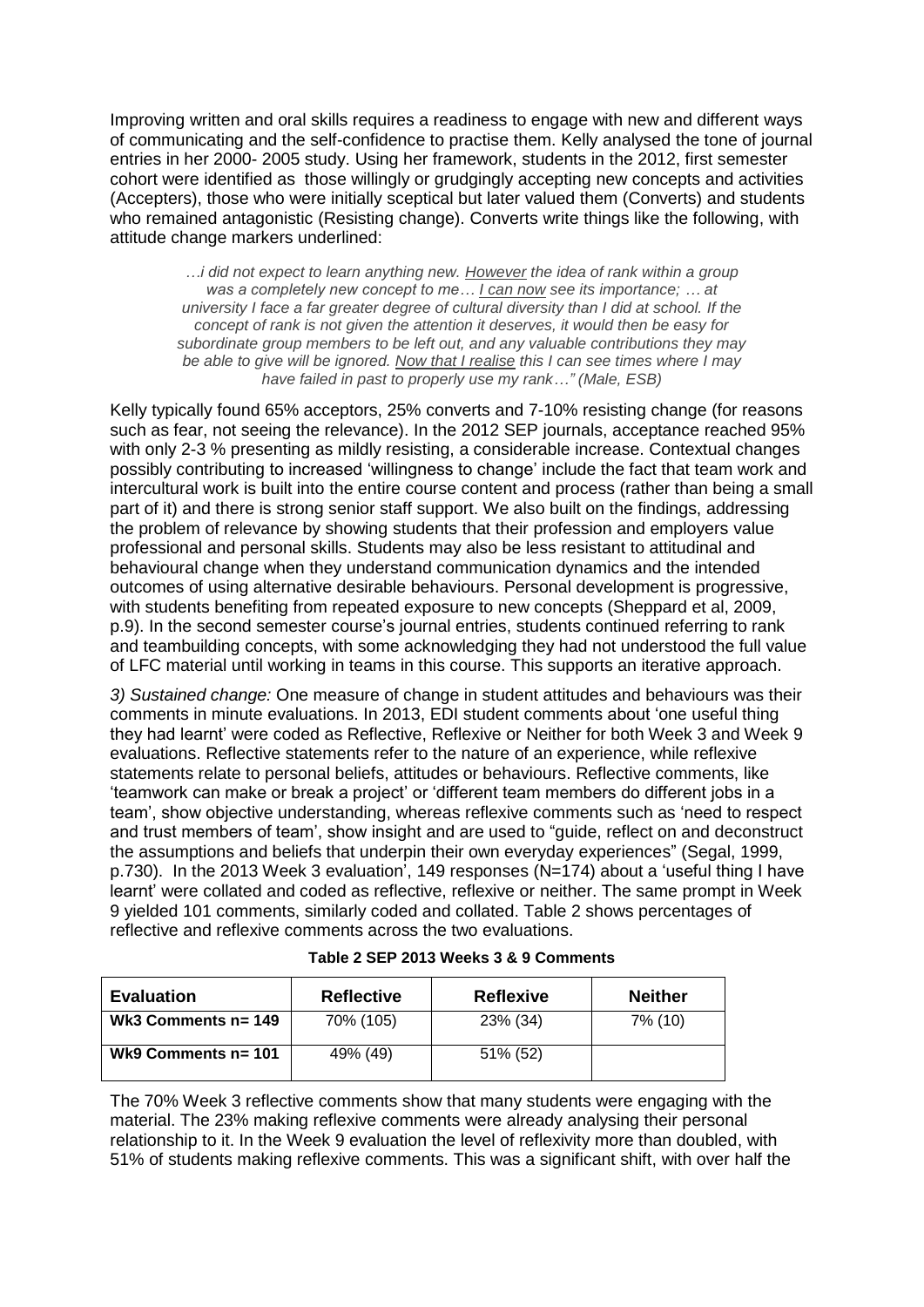Improving written and oral skills requires a readiness to engage with new and different ways of communicating and the self-confidence to practise them. Kelly analysed the tone of journal entries in her 2000- 2005 study. Using her framework, students in the 2012, first semester cohort were identified as those willingly or grudgingly accepting new concepts and activities (Accepters), those who were initially sceptical but later valued them (Converts) and students who remained antagonistic (Resisting change). Converts write things like the following, with attitude change markers underlined:

> *…i did not expect to learn anything new. <u>However</u> the idea of rank within a group was a completely new concept to me… <u>I can now</u> see its importance; … at university I face a far greater degree of cultural diversity than I did at school. If the concept of rank is not given the attention it deserves, it would then be easy for subordinate group members to be left out, and any valuable contributions they may be able to give will be ignored. <u>Now that I realise</u> this I can see times where I may have failed in past to properly use my rank…" (Male, ESB)*

Kelly typically found 65% acceptors, 25% converts and 7-10% resisting change (for reasons such as fear, not seeing the relevance). In the 2012 SEP journals, acceptance reached 95% with only 2-3 % presenting as mildly resisting, a considerable increase. Contextual changes possibly contributing to increased 'willingness to change' include the fact that team work and intercultural work is built into the entire course content and process (rather than being a small part of it) and there is strong senior staff support. We also built on the findings, addressing the problem of relevance by showing students that their profession and employers value professional and personal skills. Students may also be less resistant to attitudinal and behavioural change when they understand communication dynamics and the intended outcomes of using alternative desirable behaviours. Personal development is progressive, with students benefiting from repeated exposure to new concepts (Sheppard et al, 2009, p.9). In the second semester course's journal entries, students continued referring to rank and teambuilding concepts, with some acknowledging they had not understood the full value of LFC material until working in teams in this course. This supports an iterative approach.

*3) Sustained change:* One measure of change in student attitudes and behaviours was their comments in minute evaluations. In 2013, EDI student comments about 'one useful thing they had learnt' were coded as Reflective, Reflexive or Neither for both Week 3 and Week 9 evaluations. Reflective statements refer to the nature of an experience, while reflexive statements relate to personal beliefs, attitudes or behaviours. Reflective comments, like 'teamwork can make or break a project' or 'different team members do different jobs in a team', show objective understanding, whereas reflexive comments such as 'need to respect and trust members of team', show insight and are used to "guide, reflect on and deconstruct the assumptions and beliefs that underpin their own everyday experiences" (Segal, 1999, p.730). In the 2013 Week 3 evaluation', 149 responses (N=174) about a 'useful thing I have learnt' were collated and coded as reflective, reflexive or neither. The same prompt in Week 9 yielded 101 comments, similarly coded and collated. Table 2 shows percentages of reflective and reflexive comments across the two evaluations.

**Table 2 SEP 2013 Weeks 3 & 9 Comments**

| Evaluation | Reflective | Reflexive | Neither |
|---|---|---|---|
| **Wk3 Comments n= 149** | 70% (105) | 23% (34) | 7% (10) |
| **Wk9 Comments n= 101** | 49% (49) | 51% (52) | |

The 70% Week 3 reflective comments show that many students were engaging with the material. The 23% making reflexive comments were already analysing their personal relationship to it. In the Week 9 evaluation the level of reflexivity more than doubled, with 51% of students making reflexive comments. This was a significant shift, with over half the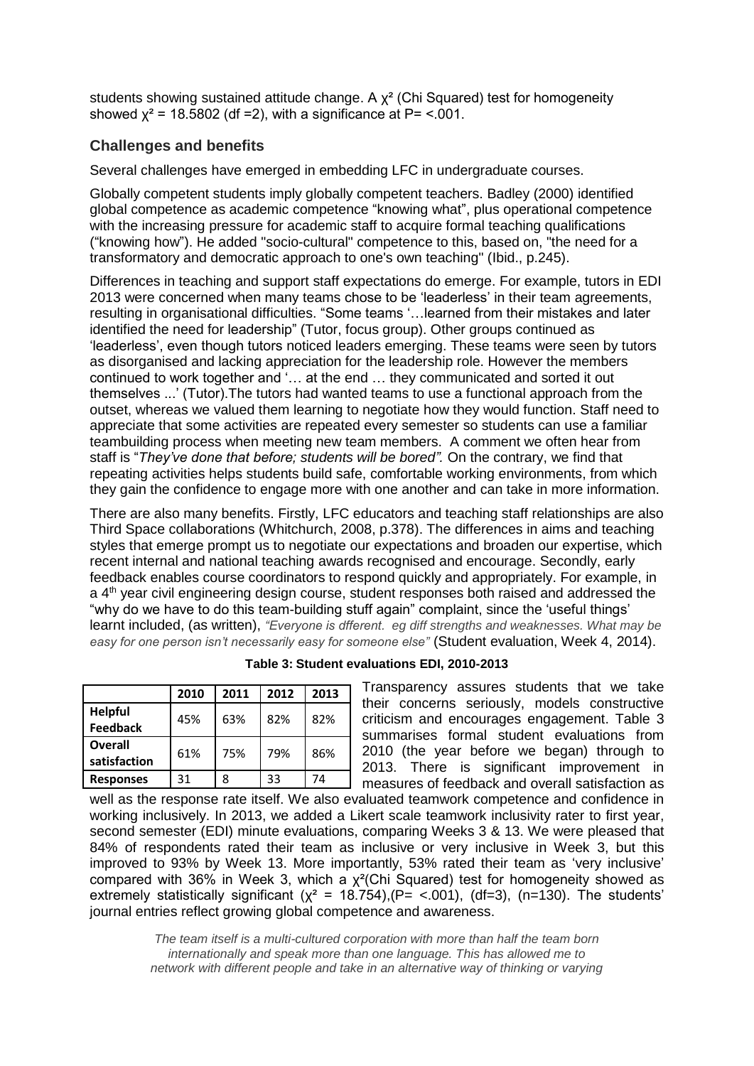students showing sustained attitude change. A $\chi^2$ (Chi Squared) test for homogeneity showed $\chi^2 = 18.5802$ (df =2), with a significance at $P = <.001$.

## Challenges and benefits

Several challenges have emerged in embedding LFC in undergraduate courses.

Globally competent students imply globally competent teachers. Badley (2000) identified global competence as academic competence "knowing what", plus operational competence with the increasing pressure for academic staff to acquire formal teaching qualifications ("knowing how"). He added "socio-cultural" competence to this, based on, "the need for a transformatory and democratic approach to one's own teaching" (Ibid., p.245).

Differences in teaching and support staff expectations do emerge. For example, tutors in EDI 2013 were concerned when many teams chose to be 'leaderless' in their team agreements, resulting in organisational difficulties. "Some teams '…learned from their mistakes and later identified the need for leadership" (Tutor, focus group). Other groups continued as 'leaderless', even though tutors noticed leaders emerging. These teams were seen by tutors as disorganised and lacking appreciation for the leadership role. However the members continued to work together and '… at the end … they communicated and sorted it out themselves ...' (Tutor).The tutors had wanted teams to use a functional approach from the outset, whereas we valued them learning to negotiate how they would function. Staff need to appreciate that some activities are repeated every semester so students can use a familiar teambuilding process when meeting new team members. A comment we often hear from staff is "*They've done that before; students will be bored".* On the contrary, we find that repeating activities helps students build safe, comfortable working environments, from which they gain the confidence to engage more with one another and can take in more information.

There are also many benefits. Firstly, LFC educators and teaching staff relationships are also Third Space collaborations (Whitchurch, 2008, p.378). The differences in aims and teaching styles that emerge prompt us to negotiate our expectations and broaden our expertise, which recent internal and national teaching awards recognised and encourage. Secondly, early feedback enables course coordinators to respond quickly and appropriately. For example, in a 4th year civil engineering design course, student responses both raised and addressed the "why do we have to do this team-building stuff again" complaint, since the 'useful things' learnt included, (as written), *"Everyone is dfferent. eg diff strengths and weaknesses. What may be easy for one person isn't necessarily easy for someone else"* (Student evaluation, Week 4, 2014).

**Table 3: Student evaluations EDI, 2010-2013**

| | 2010 | 2011 | 2012 | 2013 |
|---|---|---|---|---|
| **Helpful Feedback** | 45% | 63% | 82% | 82% |
| **Overall satisfaction** | 61% | 75% | 79% | 86% |
| **Responses** | 31 | 8 | 33 | 74 |

Transparency assures students that we take their concerns seriously, models constructive criticism and encourages engagement. Table 3 summarises formal student evaluations from 2010 (the year before we began) through to 2013. There is significant improvement in measures of feedback and overall satisfaction as well as the response rate itself. We also evaluated teamwork competence and confidence in working inclusively. In 2013, we added a Likert scale teamwork inclusivity rater to first year, second semester (EDI) minute evaluations, comparing Weeks 3 & 13. We were pleased that 84% of respondents rated their team as inclusive or very inclusive in Week 3, but this improved to 93% by Week 13. More importantly, 53% rated their team as 'very inclusive' compared with 36% in Week 3, which a $\chi^2$(Chi Squared) test for homogeneity showed as extremely statistically significant ($\chi^2 = 18.754$),($P = <.001$), (df=3), (n=130). The students' journal entries reflect growing global competence and awareness.

> *The team itself is a multi-cultured corporation with more than half the team born internationally and speak more than one language. This has allowed me to network with different people and take in an alternative way of thinking or varying*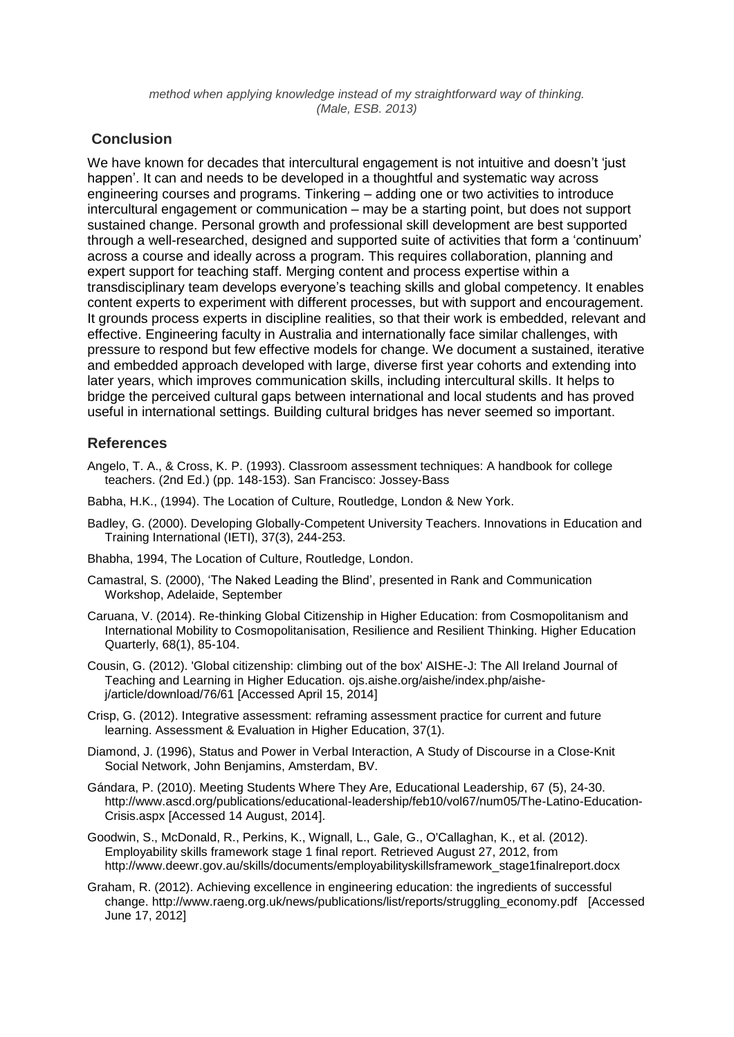*method when applying knowledge instead of my straightforward way of thinking. (Male, ESB. 2013)*

## Conclusion

We have known for decades that intercultural engagement is not intuitive and doesn't 'just happen'. It can and needs to be developed in a thoughtful and systematic way across engineering courses and programs. Tinkering – adding one or two activities to introduce intercultural engagement or communication – may be a starting point, but does not support sustained change. Personal growth and professional skill development are best supported through a well-researched, designed and supported suite of activities that form a 'continuum' across a course and ideally across a program. This requires collaboration, planning and expert support for teaching staff. Merging content and process expertise within a transdisciplinary team develops everyone's teaching skills and global competency. It enables content experts to experiment with different processes, but with support and encouragement. It grounds process experts in discipline realities, so that their work is embedded, relevant and effective. Engineering faculty in Australia and internationally face similar challenges, with pressure to respond but few effective models for change. We document a sustained, iterative and embedded approach developed with large, diverse first year cohorts and extending into later years, which improves communication skills, including intercultural skills. It helps to bridge the perceived cultural gaps between international and local students and has proved useful in international settings. Building cultural bridges has never seemed so important.

## References

Angelo, T. A., & Cross, K. P. (1993). Classroom assessment techniques: A handbook for college teachers. (2nd Ed.) (pp. 148-153). San Francisco: Jossey-Bass

Babha, H.K., (1994). The Location of Culture, Routledge, London & New York.

Badley, G. (2000). Developing Globally-Competent University Teachers. Innovations in Education and Training International (IETI), 37(3), 244-253.

Bhabha, 1994, The Location of Culture, Routledge, London.

Camastral, S. (2000), 'The Naked Leading the Blind', presented in Rank and Communication Workshop, Adelaide, September

Caruana, V. (2014). Re-thinking Global Citizenship in Higher Education: from Cosmopolitanism and International Mobility to Cosmopolitanisation, Resilience and Resilient Thinking. Higher Education Quarterly, 68(1), 85-104.

Cousin, G. (2012). 'Global citizenship: climbing out of the box' AISHE-J: The All Ireland Journal of Teaching and Learning in Higher Education. ojs.aishe.org/aishe/index.php/aishe-j/article/download/76/61 [Accessed April 15, 2014]

Crisp, G. (2012). Integrative assessment: reframing assessment practice for current and future learning. Assessment & Evaluation in Higher Education, 37(1).

Diamond, J. (1996), Status and Power in Verbal Interaction, A Study of Discourse in a Close-Knit Social Network, John Benjamins, Amsterdam, BV.

Gándara, P. (2010). Meeting Students Where They Are, Educational Leadership, 67 (5), 24-30. http://www.ascd.org/publications/educational-leadership/feb10/vol67/num05/The-Latino-Education-Crisis.aspx [Accessed 14 August, 2014].

Goodwin, S., McDonald, R., Perkins, K., Wignall, L., Gale, G., O'Callaghan, K., et al. (2012). Employability skills framework stage 1 final report. Retrieved August 27, 2012, from http://www.deewr.gov.au/skills/documents/employabilityskillsframework_stage1finalreport.docx

Graham, R. (2012). Achieving excellence in engineering education: the ingredients of successful change. http://www.raeng.org.uk/news/publications/list/reports/struggling_economy.pdf [Accessed June 17, 2012]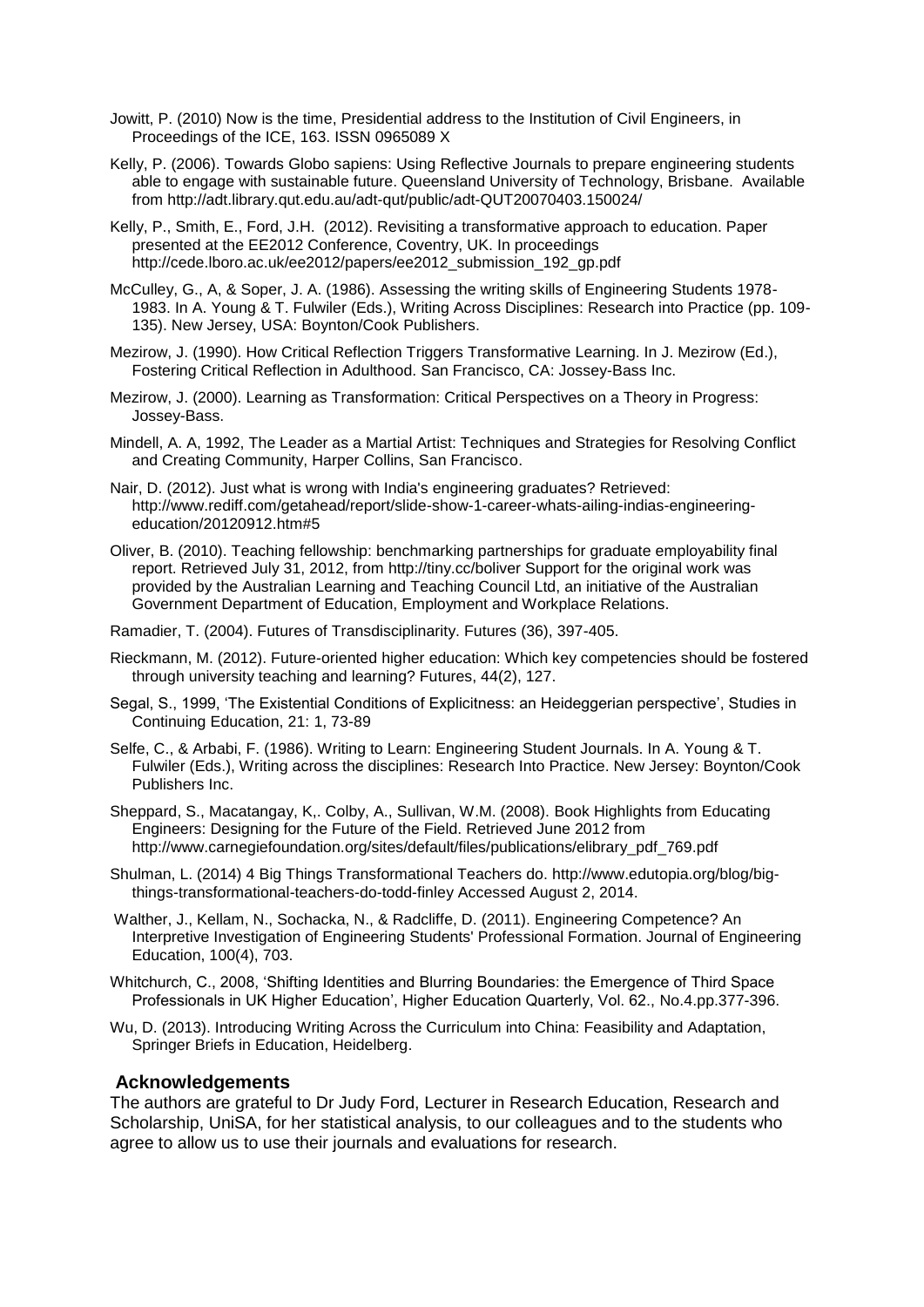Jowitt, P. (2010) Now is the time, Presidential address to the Institution of Civil Engineers, in Proceedings of the ICE, 163. ISSN 0965089 X

Kelly, P. (2006). Towards Globo sapiens: Using Reflective Journals to prepare engineering students able to engage with sustainable future. Queensland University of Technology, Brisbane. Available from http://adt.library.qut.edu.au/adt-qut/public/adt-QUT20070403.150024/

Kelly, P., Smith, E., Ford, J.H. (2012). Revisiting a transformative approach to education. Paper presented at the EE2012 Conference, Coventry, UK. In proceedings http://cede.lboro.ac.uk/ee2012/papers/ee2012_submission_192_gp.pdf

McCulley, G., A, & Soper, J. A. (1986). Assessing the writing skills of Engineering Students 1978-1983. In A. Young & T. Fulwiler (Eds.), Writing Across Disciplines: Research into Practice (pp. 109-135). New Jersey, USA: Boynton/Cook Publishers.

Mezirow, J. (1990). How Critical Reflection Triggers Transformative Learning. In J. Mezirow (Ed.), Fostering Critical Reflection in Adulthood. San Francisco, CA: Jossey-Bass Inc.

Mezirow, J. (2000). Learning as Transformation: Critical Perspectives on a Theory in Progress: Jossey-Bass.

Mindell, A. A, 1992, The Leader as a Martial Artist: Techniques and Strategies for Resolving Conflict and Creating Community, Harper Collins, San Francisco.

Nair, D. (2012). Just what is wrong with India's engineering graduates? Retrieved: http://www.rediff.com/getahead/report/slide-show-1-career-whats-ailing-indias-engineering-education/20120912.htm#5

Oliver, B. (2010). Teaching fellowship: benchmarking partnerships for graduate employability final report. Retrieved July 31, 2012, from http://tiny.cc/boliver Support for the original work was provided by the Australian Learning and Teaching Council Ltd, an initiative of the Australian Government Department of Education, Employment and Workplace Relations.

Ramadier, T. (2004). Futures of Transdisciplinarity. Futures (36), 397-405.

Rieckmann, M. (2012). Future-oriented higher education: Which key competencies should be fostered through university teaching and learning? Futures, 44(2), 127.

Segal, S., 1999, 'The Existential Conditions of Explicitness: an Heideggerian perspective', Studies in Continuing Education, 21: 1, 73-89

Selfe, C., & Arbabi, F. (1986). Writing to Learn: Engineering Student Journals. In A. Young & T. Fulwiler (Eds.), Writing across the disciplines: Research Into Practice. New Jersey: Boynton/Cook Publishers Inc.

Sheppard, S., Macatangay, K,. Colby, A., Sullivan, W.M. (2008). Book Highlights from Educating Engineers: Designing for the Future of the Field. Retrieved June 2012 from http://www.carnegiefoundation.org/sites/default/files/publications/elibrary_pdf_769.pdf

Shulman, L. (2014) 4 Big Things Transformational Teachers do. http://www.edutopia.org/blog/big-things-transformational-teachers-do-todd-finley Accessed August 2, 2014.

Walther, J., Kellam, N., Sochacka, N., & Radcliffe, D. (2011). Engineering Competence? An Interpretive Investigation of Engineering Students' Professional Formation. Journal of Engineering Education, 100(4), 703.

Whitchurch, C., 2008, 'Shifting Identities and Blurring Boundaries: the Emergence of Third Space Professionals in UK Higher Education', Higher Education Quarterly, Vol. 62., No.4.pp.377-396.

Wu, D. (2013). Introducing Writing Across the Curriculum into China: Feasibility and Adaptation, Springer Briefs in Education, Heidelberg.

## Acknowledgements

The authors are grateful to Dr Judy Ford, Lecturer in Research Education, Research and Scholarship, UniSA, for her statistical analysis, to our colleagues and to the students who agree to allow us to use their journals and evaluations for research.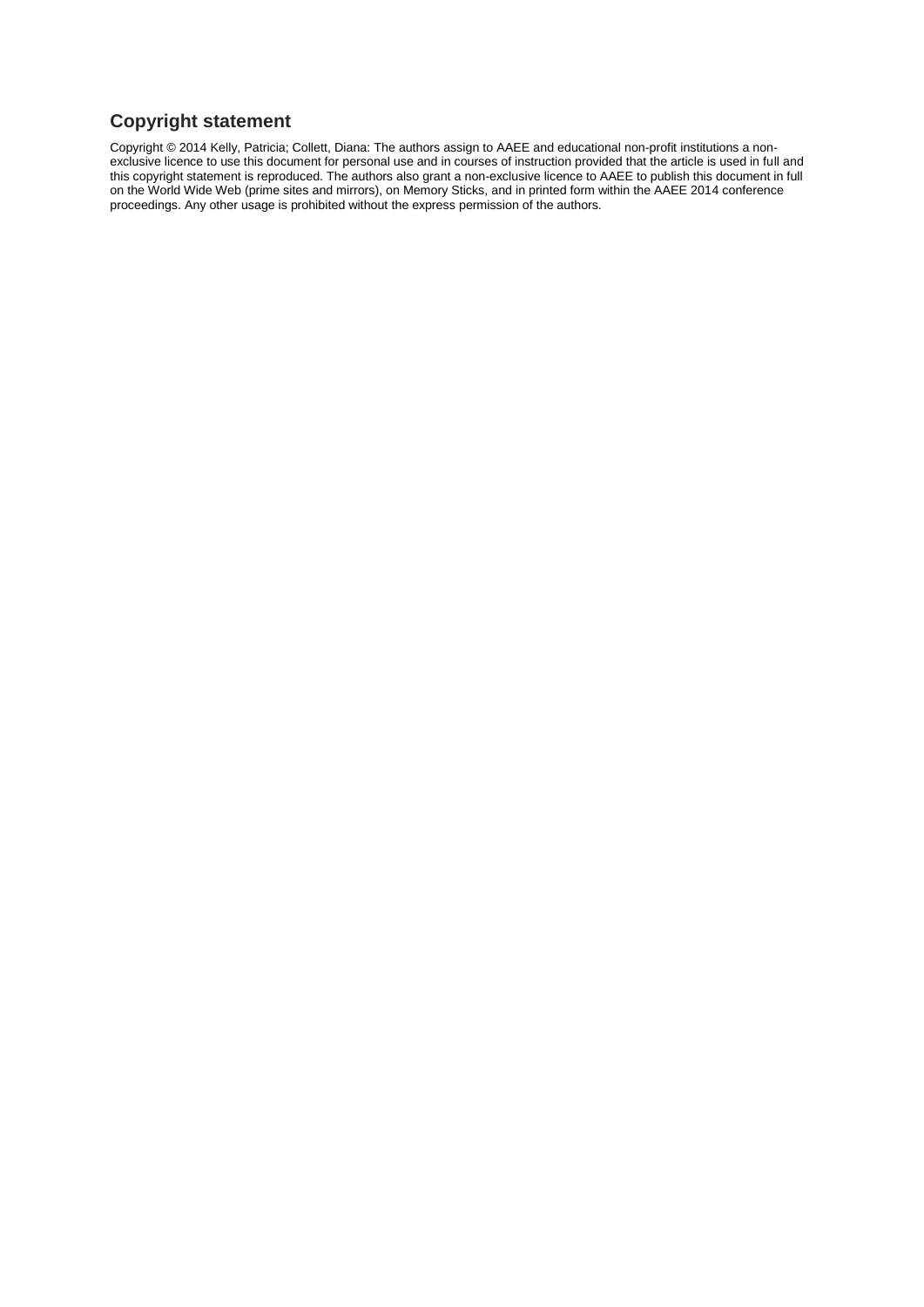## Copyright statement

Copyright © 2014 Kelly, Patricia; Collett, Diana: The authors assign to AAEE and educational non-profit institutions a non-exclusive licence to use this document for personal use and in courses of instruction provided that the article is used in full and this copyright statement is reproduced. The authors also grant a non-exclusive licence to AAEE to publish this document in full on the World Wide Web (prime sites and mirrors), on Memory Sticks, and in printed form within the AAEE 2014 conference proceedings. Any other usage is prohibited without the express permission of the authors.